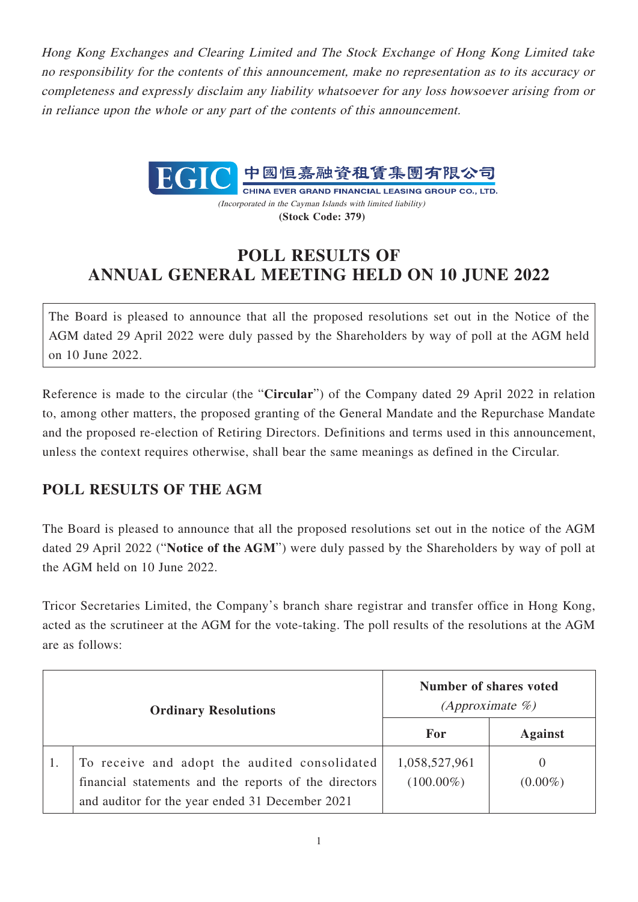*Hong Kong Exchanges and Clearing Limited and The Stock Exchange of Hong Kong Limited take no responsibility for the contents of this announcement, make no representation as to its accuracy or completeness and expressly disclaim any liability whatsoever for any loss howsoever arising from or in reliance upon the whole or any part of the contents of this announcement.*

EGIC 中國恒嘉融資租賃集團有限公司
CHINA EVER GRAND FINANCIAL LEASING GROUP CO., LTD.
*(Incorporated in the Cayman Islands with limited liability)*
**(Stock Code: 379)**

# POLL RESULTS OF ANNUAL GENERAL MEETING HELD ON 10 JUNE 2022

The Board is pleased to announce that all the proposed resolutions set out in the Notice of the AGM dated 29 April 2022 were duly passed by the Shareholders by way of poll at the AGM held on 10 June 2022.

Reference is made to the circular (the "**Circular**") of the Company dated 29 April 2022 in relation to, among other matters, the proposed granting of the General Mandate and the Repurchase Mandate and the proposed re-election of Retiring Directors. Definitions and terms used in this announcement, unless the context requires otherwise, shall bear the same meanings as defined in the Circular.

## POLL RESULTS OF THE AGM

The Board is pleased to announce that all the proposed resolutions set out in the notice of the AGM dated 29 April 2022 ("**Notice of the AGM**") were duly passed by the Shareholders by way of poll at the AGM held on 10 June 2022.

Tricor Secretaries Limited, the Company's branch share registrar and transfer office in Hong Kong, acted as the scrutineer at the AGM for the vote-taking. The poll results of the resolutions at the AGM are as follows:

| Ordinary Resolutions | | Number of shares voted *(Approximate %)* | |
|---|---|---|---|
| | | **For** | **Against** |
| 1. | To receive and adopt the audited consolidated financial statements and the reports of the directors and auditor for the year ended 31 December 2021 | 1,058,527,961 (100.00%) | 0 (0.00%) |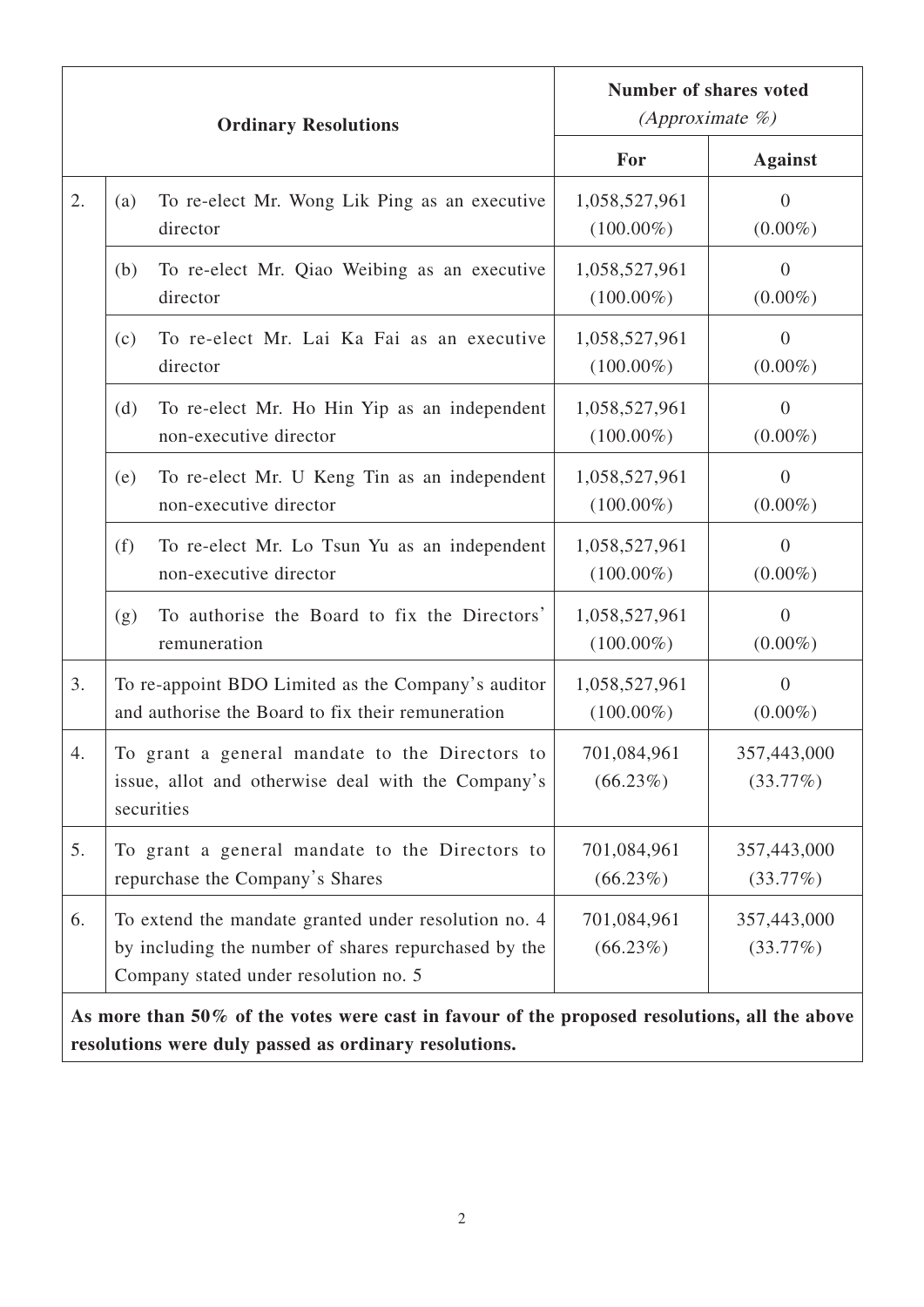| Ordinary Resolutions | | | Number of shares voted *(Approximate %)* | |
|---|---|---|---|---|
| | | | **For** | **Against** |
| 2. | (a) | To re-elect Mr. Wong Lik Ping as an executive director | 1,058,527,961 (100.00%) | 0 (0.00%) |
| | (b) | To re-elect Mr. Qiao Weibing as an executive director | 1,058,527,961 (100.00%) | 0 (0.00%) |
| | (c) | To re-elect Mr. Lai Ka Fai as an executive director | 1,058,527,961 (100.00%) | 0 (0.00%) |
| | (d) | To re-elect Mr. Ho Hin Yip as an independent non-executive director | 1,058,527,961 (100.00%) | 0 (0.00%) |
| | (e) | To re-elect Mr. U Keng Tin as an independent non-executive director | 1,058,527,961 (100.00%) | 0 (0.00%) |
| | (f) | To re-elect Mr. Lo Tsun Yu as an independent non-executive director | 1,058,527,961 (100.00%) | 0 (0.00%) |
| | (g) | To authorise the Board to fix the Directors' remuneration | 1,058,527,961 (100.00%) | 0 (0.00%) |
| 3. | To re-appoint BDO Limited as the Company's auditor and authorise the Board to fix their remuneration | | 1,058,527,961 (100.00%) | 0 (0.00%) |
| 4. | To grant a general mandate to the Directors to issue, allot and otherwise deal with the Company's securities | | 701,084,961 (66.23%) | 357,443,000 (33.77%) |
| 5. | To grant a general mandate to the Directors to repurchase the Company's Shares | | 701,084,961 (66.23%) | 357,443,000 (33.77%) |
| 6. | To extend the mandate granted under resolution no. 4 by including the number of shares repurchased by the Company stated under resolution no. 5 | | 701,084,961 (66.23%) | 357,443,000 (33.77%) |

**As more than 50% of the votes were cast in favour of the proposed resolutions, all the above resolutions were duly passed as ordinary resolutions.**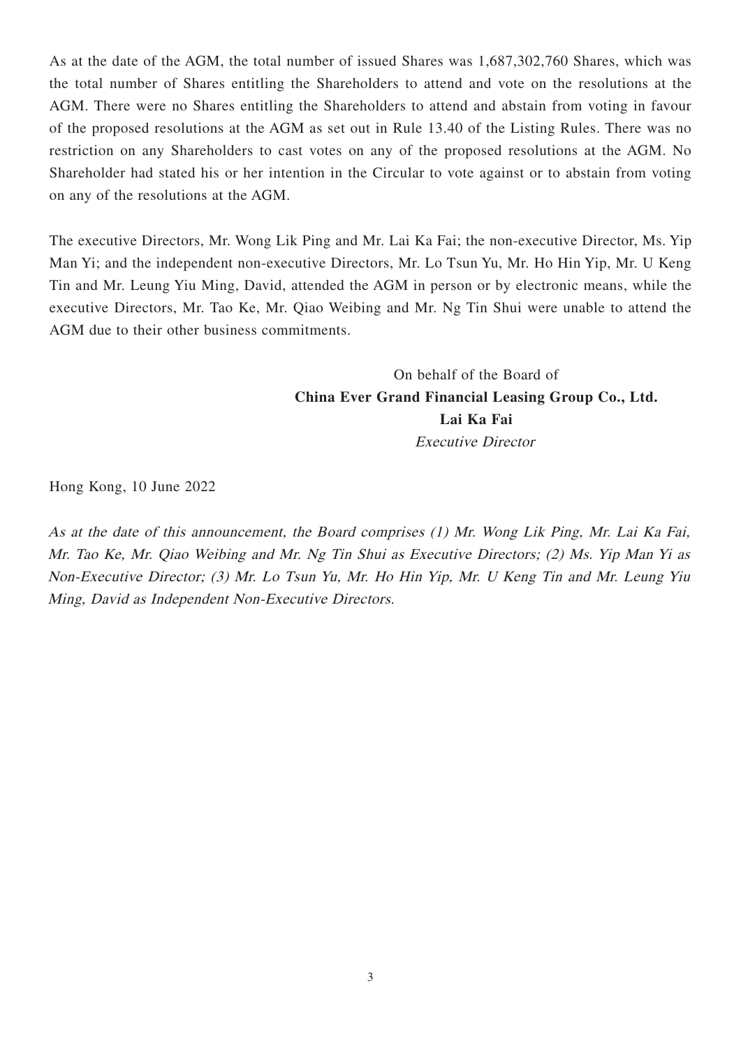As at the date of the AGM, the total number of issued Shares was 1,687,302,760 Shares, which was the total number of Shares entitling the Shareholders to attend and vote on the resolutions at the AGM. There were no Shares entitling the Shareholders to attend and abstain from voting in favour of the proposed resolutions at the AGM as set out in Rule 13.40 of the Listing Rules. There was no restriction on any Shareholders to cast votes on any of the proposed resolutions at the AGM. No Shareholder had stated his or her intention in the Circular to vote against or to abstain from voting on any of the resolutions at the AGM.

The executive Directors, Mr. Wong Lik Ping and Mr. Lai Ka Fai; the non-executive Director, Ms. Yip Man Yi; and the independent non-executive Directors, Mr. Lo Tsun Yu, Mr. Ho Hin Yip, Mr. U Keng Tin and Mr. Leung Yiu Ming, David, attended the AGM in person or by electronic means, while the executive Directors, Mr. Tao Ke, Mr. Qiao Weibing and Mr. Ng Tin Shui were unable to attend the AGM due to their other business commitments.

On behalf of the Board of
**China Ever Grand Financial Leasing Group Co., Ltd.**
**Lai Ka Fai**
*Executive Director*

Hong Kong, 10 June 2022

*As at the date of this announcement, the Board comprises (1) Mr. Wong Lik Ping, Mr. Lai Ka Fai, Mr. Tao Ke, Mr. Qiao Weibing and Mr. Ng Tin Shui as Executive Directors; (2) Ms. Yip Man Yi as Non-Executive Director; (3) Mr. Lo Tsun Yu, Mr. Ho Hin Yip, Mr. U Keng Tin and Mr. Leung Yiu Ming, David as Independent Non-Executive Directors.*